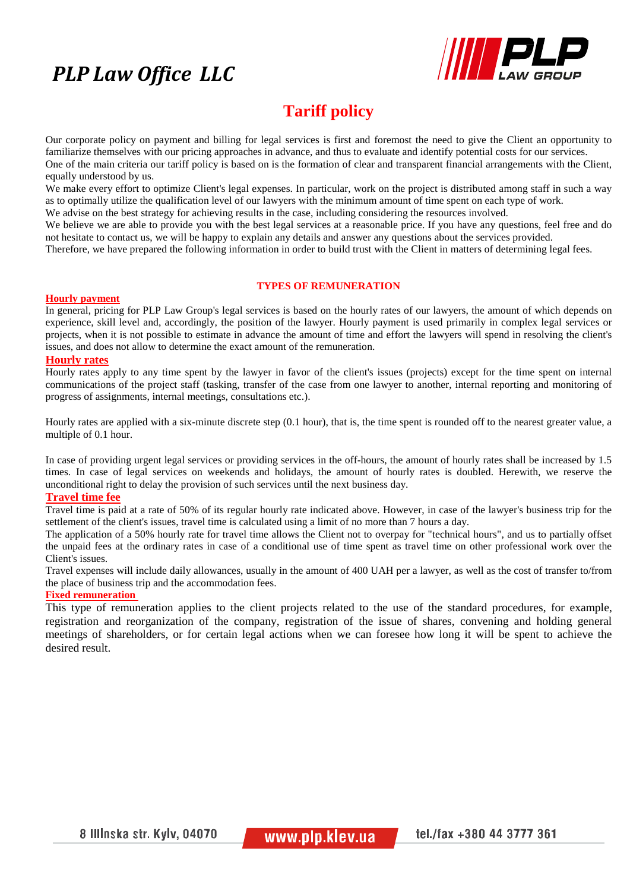# PLP Law Office LLC

## Tariff policy

Our corporate policy on payment and billing for legal services is first and foremost the need to give the Client an opportunity to familiarize themselves with our pricing approaches in advance, and thus to evaluate and identify potential costs for our services.
One of the main criteria our tariff policy is based on is the formation of clear and transparent financial arrangements with the Client, equally understood by us.
We make every effort to optimize Client's legal expenses. In particular, work on the project is distributed among staff in such a way as to optimally utilize the qualification level of our lawyers with the minimum amount of time spent on each type of work.
We advise on the best strategy for achieving results in the case, including considering the resources involved.
We believe we are able to provide you with the best legal services at a reasonable price. If you have any questions, feel free and do not hesitate to contact us, we will be happy to explain any details and answer any questions about the services provided.
Therefore, we have prepared the following information in order to build trust with the Client in matters of determining legal fees.

### TYPES OF REMUNERATION

**Hourly payment**

In general, pricing for PLP Law Group's legal services is based on the hourly rates of our lawyers, the amount of which depends on experience, skill level and, accordingly, the position of the lawyer. Hourly payment is used primarily in complex legal services or projects, when it is not possible to estimate in advance the amount of time and effort the lawyers will spend in resolving the client's issues, and does not allow to determine the exact amount of the remuneration.

**Hourly rates**

Hourly rates apply to any time spent by the lawyer in favor of the client's issues (projects) except for the time spent on internal communications of the project staff (tasking, transfer of the case from one lawyer to another, internal reporting and monitoring of progress of assignments, internal meetings, consultations etc.).

Hourly rates are applied with a six-minute discrete step (0.1 hour), that is, the time spent is rounded off to the nearest greater value, a multiple of 0.1 hour.

In case of providing urgent legal services or providing services in the off-hours, the amount of hourly rates shall be increased by 1.5 times. In case of legal services on weekends and holidays, the amount of hourly rates is doubled. Herewith, we reserve the unconditional right to delay the provision of such services until the next business day.

**Travel time fee**

Travel time is paid at a rate of 50% of its regular hourly rate indicated above. However, in case of the lawyer's business trip for the settlement of the client's issues, travel time is calculated using a limit of no more than 7 hours a day.
The application of a 50% hourly rate for travel time allows the Client not to overpay for "technical hours", and us to partially offset the unpaid fees at the ordinary rates in case of a conditional use of time spent as travel time on other professional work over the Client's issues.
Travel expenses will include daily allowances, usually in the amount of 400 UAH per a lawyer, as well as the cost of transfer to/from the place of business trip and the accommodation fees.

**Fixed remuneration**

This type of remuneration applies to the client projects related to the use of the standard procedures, for example, registration and reorganization of the company, registration of the issue of shares, convening and holding general meetings of shareholders, or for certain legal actions when we can foresee how long it will be spent to achieve the desired result.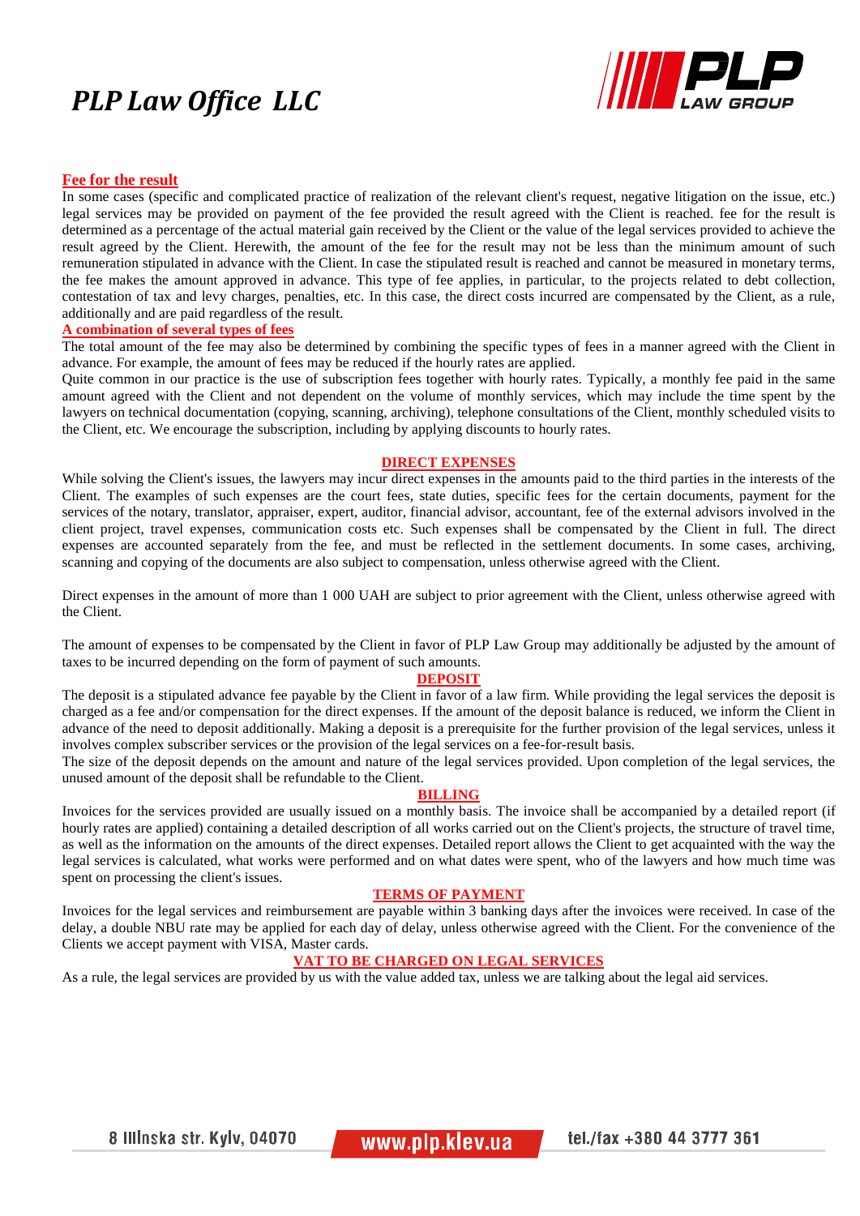**Fee for the result**

In some cases (specific and complicated practice of realization of the relevant client's request, negative litigation on the issue, etc.) legal services may be provided on payment of the fee provided the result agreed with the Client is reached. fee for the result is determined as a percentage of the actual material gain received by the Client or the value of the legal services provided to achieve the result agreed by the Client. Herewith, the amount of the fee for the result may not be less than the minimum amount of such remuneration stipulated in advance with the Client. In case the stipulated result is reached and cannot be measured in monetary terms, the fee makes the amount approved in advance. This type of fee applies, in particular, to the projects related to debt collection, contestation of tax and levy charges, penalties, etc. In this case, the direct costs incurred are compensated by the Client, as a rule, additionally and are paid regardless of the result.

**A combination of several types of fees**

The total amount of the fee may also be determined by combining the specific types of fees in a manner agreed with the Client in advance. For example, the amount of fees may be reduced if the hourly rates are applied.

Quite common in our practice is the use of subscription fees together with hourly rates. Typically, a monthly fee paid in the same amount agreed with the Client and not dependent on the volume of monthly services, which may include the time spent by the lawyers on technical documentation (copying, scanning, archiving), telephone consultations of the Client, monthly scheduled visits to the Client, etc. We encourage the subscription, including by applying discounts to hourly rates.

## DIRECT EXPENSES

While solving the Client's issues, the lawyers may incur direct expenses in the amounts paid to the third parties in the interests of the Client. The examples of such expenses are the court fees, state duties, specific fees for the certain documents, payment for the services of the notary, translator, appraiser, expert, auditor, financial advisor, accountant, fee of the external advisors involved in the client project, travel expenses, communication costs etc. Such expenses shall be compensated by the Client in full. The direct expenses are accounted separately from the fee, and must be reflected in the settlement documents. In some cases, archiving, scanning and copying of the documents are also subject to compensation, unless otherwise agreed with the Client.

Direct expenses in the amount of more than 1 000 UAH are subject to prior agreement with the Client, unless otherwise agreed with the Client.

The amount of expenses to be compensated by the Client in favor of PLP Law Group may additionally be adjusted by the amount of taxes to be incurred depending on the form of payment of such amounts.

## DEPOSIT

The deposit is a stipulated advance fee payable by the Client in favor of a law firm. While providing the legal services the deposit is charged as a fee and/or compensation for the direct expenses. If the amount of the deposit balance is reduced, we inform the Client in advance of the need to deposit additionally. Making a deposit is a prerequisite for the further provision of the legal services, unless it involves complex subscriber services or the provision of the legal services on a fee-for-result basis.

The size of the deposit depends on the amount and nature of the legal services provided. Upon completion of the legal services, the unused amount of the deposit shall be refundable to the Client.

## BILLING

Invoices for the services provided are usually issued on a monthly basis. The invoice shall be accompanied by a detailed report (if hourly rates are applied) containing a detailed description of all works carried out on the Client's projects, the structure of travel time, as well as the information on the amounts of the direct expenses. Detailed report allows the Client to get acquainted with the way the legal services is calculated, what works were performed and on what dates were spent, who of the lawyers and how much time was spent on processing the client's issues.

## TERMS OF PAYMENT

Invoices for the legal services and reimbursement are payable within 3 banking days after the invoices were received. In case of the delay, a double NBU rate may be applied for each day of delay, unless otherwise agreed with the Client. For the convenience of the Clients we accept payment with VISA, Master cards.

## VAT TO BE CHARGED ON LEGAL SERVICES

As a rule, the legal services are provided by us with the value added tax, unless we are talking about the legal aid services.